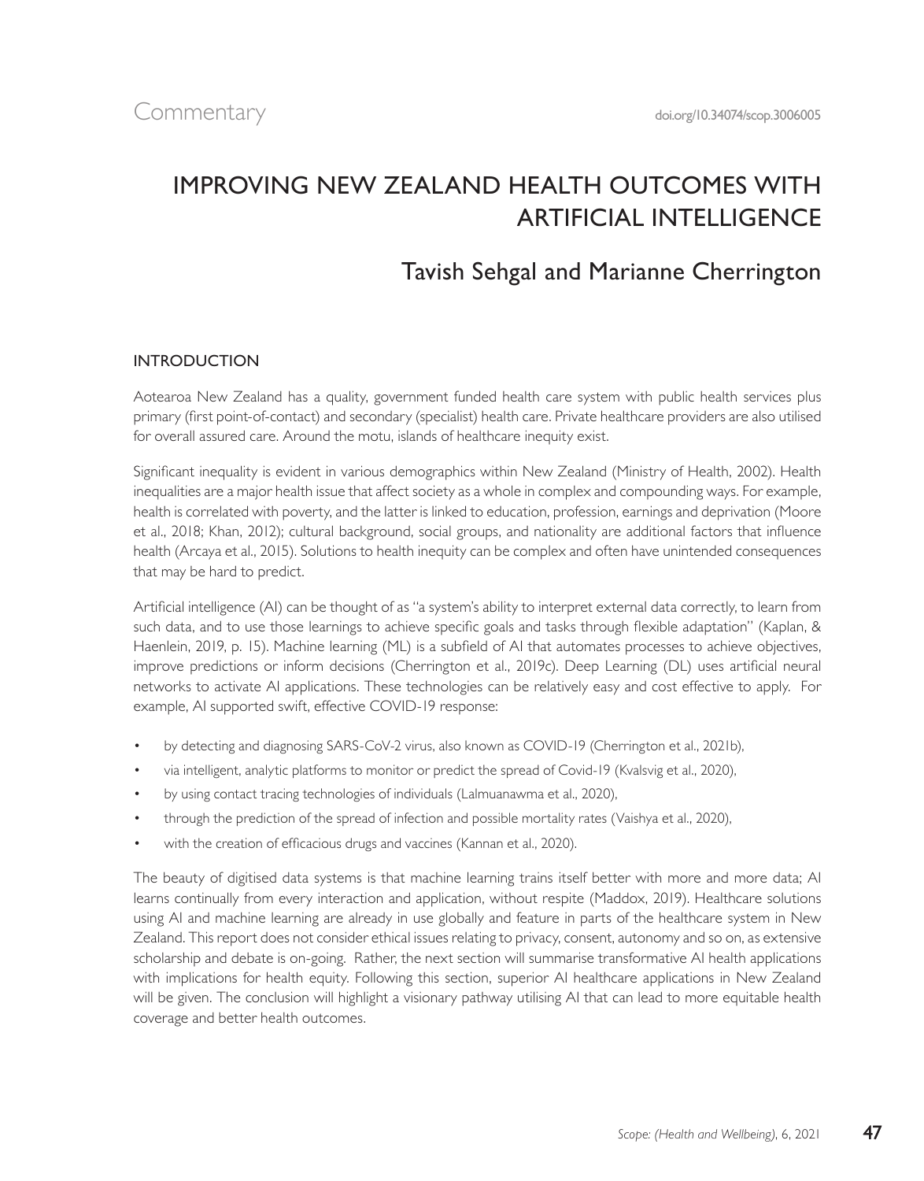Commentary

doi.org/10.34074/scop.3006005

# IMPROVING NEW ZEALAND HEALTH OUTCOMES WITH ARTIFICIAL INTELLIGENCE

## Tavish Sehgal and Marianne Cherrington

### INTRODUCTION

Aotearoa New Zealand has a quality, government funded health care system with public health services plus primary (first point-of-contact) and secondary (specialist) health care. Private healthcare providers are also utilised for overall assured care. Around the motu, islands of healthcare inequity exist.

Significant inequality is evident in various demographics within New Zealand (Ministry of Health, 2002). Health inequalities are a major health issue that affect society as a whole in complex and compounding ways. For example, health is correlated with poverty, and the latter is linked to education, profession, earnings and deprivation (Moore et al., 2018; Khan, 2012); cultural background, social groups, and nationality are additional factors that influence health (Arcaya et al., 2015). Solutions to health inequity can be complex and often have unintended consequences that may be hard to predict.

Artificial intelligence (AI) can be thought of as "a system's ability to interpret external data correctly, to learn from such data, and to use those learnings to achieve specific goals and tasks through flexible adaptation" (Kaplan, & Haenlein, 2019, p. 15). Machine learning (ML) is a subfield of AI that automates processes to achieve objectives, improve predictions or inform decisions (Cherrington et al., 2019c). Deep Learning (DL) uses artificial neural networks to activate AI applications. These technologies can be relatively easy and cost effective to apply. For example, AI supported swift, effective COVID-19 response:

- by detecting and diagnosing SARS-CoV-2 virus, also known as COVID-19 (Cherrington et al., 2021b),
- via intelligent, analytic platforms to monitor or predict the spread of Covid-19 (Kvalsvig et al., 2020),
- by using contact tracing technologies of individuals (Lalmuanawma et al., 2020),
- through the prediction of the spread of infection and possible mortality rates (Vaishya et al., 2020),
- with the creation of efficacious drugs and vaccines (Kannan et al., 2020).

The beauty of digitised data systems is that machine learning trains itself better with more and more data; AI learns continually from every interaction and application, without respite (Maddox, 2019). Healthcare solutions using AI and machine learning are already in use globally and feature in parts of the healthcare system in New Zealand. This report does not consider ethical issues relating to privacy, consent, autonomy and so on, as extensive scholarship and debate is on-going. Rather, the next section will summarise transformative AI health applications with implications for health equity. Following this section, superior AI healthcare applications in New Zealand will be given. The conclusion will highlight a visionary pathway utilising AI that can lead to more equitable health coverage and better health outcomes.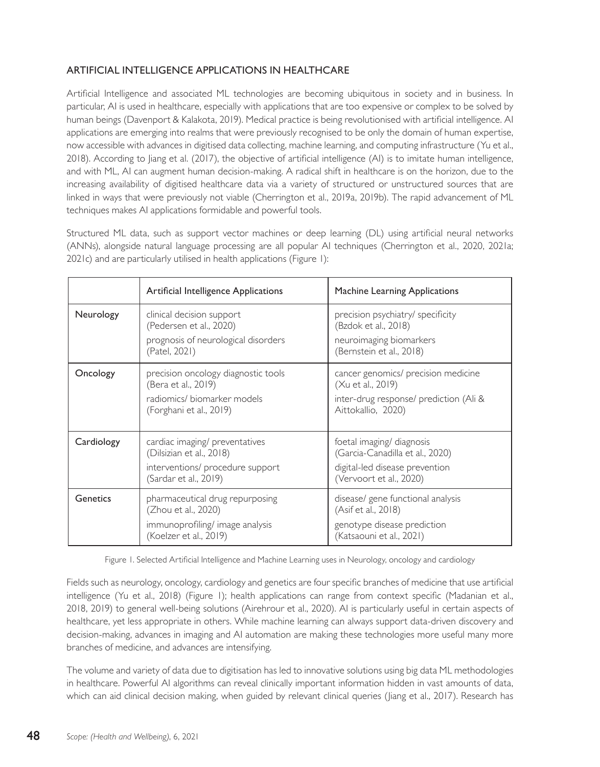## ARTIFICIAL INTELLIGENCE APPLICATIONS IN HEALTHCARE

Artificial Intelligence and associated ML technologies are becoming ubiquitous in society and in business. In particular, AI is used in healthcare, especially with applications that are too expensive or complex to be solved by human beings (Davenport & Kalakota, 2019). Medical practice is being revolutionised with artificial intelligence. AI applications are emerging into realms that were previously recognised to be only the domain of human expertise, now accessible with advances in digitised data collecting, machine learning, and computing infrastructure (Yu et al., 2018). According to Jiang et al. (2017), the objective of artificial intelligence (AI) is to imitate human intelligence, and with ML, AI can augment human decision-making. A radical shift in healthcare is on the horizon, due to the increasing availability of digitised healthcare data via a variety of structured or unstructured sources that are linked in ways that were previously not viable (Cherrington et al., 2019a, 2019b). The rapid advancement of ML techniques makes AI applications formidable and powerful tools.

Structured ML data, such as support vector machines or deep learning (DL) using artificial neural networks (ANNs), alongside natural language processing are all popular AI techniques (Cherrington et al., 2020, 2021a; 2021c) and are particularly utilised in health applications (Figure 1):

| | Artificial Intelligence Applications | Machine Learning Applications |
|---|---|---|
| Neurology | clinical decision support (Pedersen et al., 2020)<br>prognosis of neurological disorders (Patel, 2021) | precision psychiatry/ specificity (Bzdok et al., 2018)<br>neuroimaging biomarkers (Bernstein et al., 2018) |
| Oncology | precision oncology diagnostic tools (Bera et al., 2019)<br>radiomics/ biomarker models (Forghani et al., 2019) | cancer genomics/ precision medicine (Xu et al., 2019)<br>inter-drug response/ prediction (Ali & Aittokallio, 2020) |
| Cardiology | cardiac imaging/ preventatives (Dilsizian et al., 2018)<br>interventions/ procedure support (Sardar et al., 2019) | foetal imaging/ diagnosis (Garcia-Canadilla et al., 2020)<br>digital-led disease prevention (Vervoort et al., 2020) |
| Genetics | pharmaceutical drug repurposing (Zhou et al., 2020)<br>immunoprofiling/ image analysis (Koelzer et al., 2019) | disease/ gene functional analysis (Asif et al., 2018)<br>genotype disease prediction (Katsaouni et al., 2021) |

Figure 1. Selected Artificial Intelligence and Machine Learning uses in Neurology, oncology and cardiology

Fields such as neurology, oncology, cardiology and genetics are four specific branches of medicine that use artificial intelligence (Yu et al., 2018) (Figure 1); health applications can range from context specific (Madanian et al., 2018, 2019) to general well-being solutions (Airehrour et al., 2020). AI is particularly useful in certain aspects of healthcare, yet less appropriate in others. While machine learning can always support data-driven discovery and decision-making, advances in imaging and AI automation are making these technologies more useful many more branches of medicine, and advances are intensifying.

The volume and variety of data due to digitisation has led to innovative solutions using big data ML methodologies in healthcare. Powerful AI algorithms can reveal clinically important information hidden in vast amounts of data, which can aid clinical decision making, when guided by relevant clinical queries (Jiang et al., 2017). Research has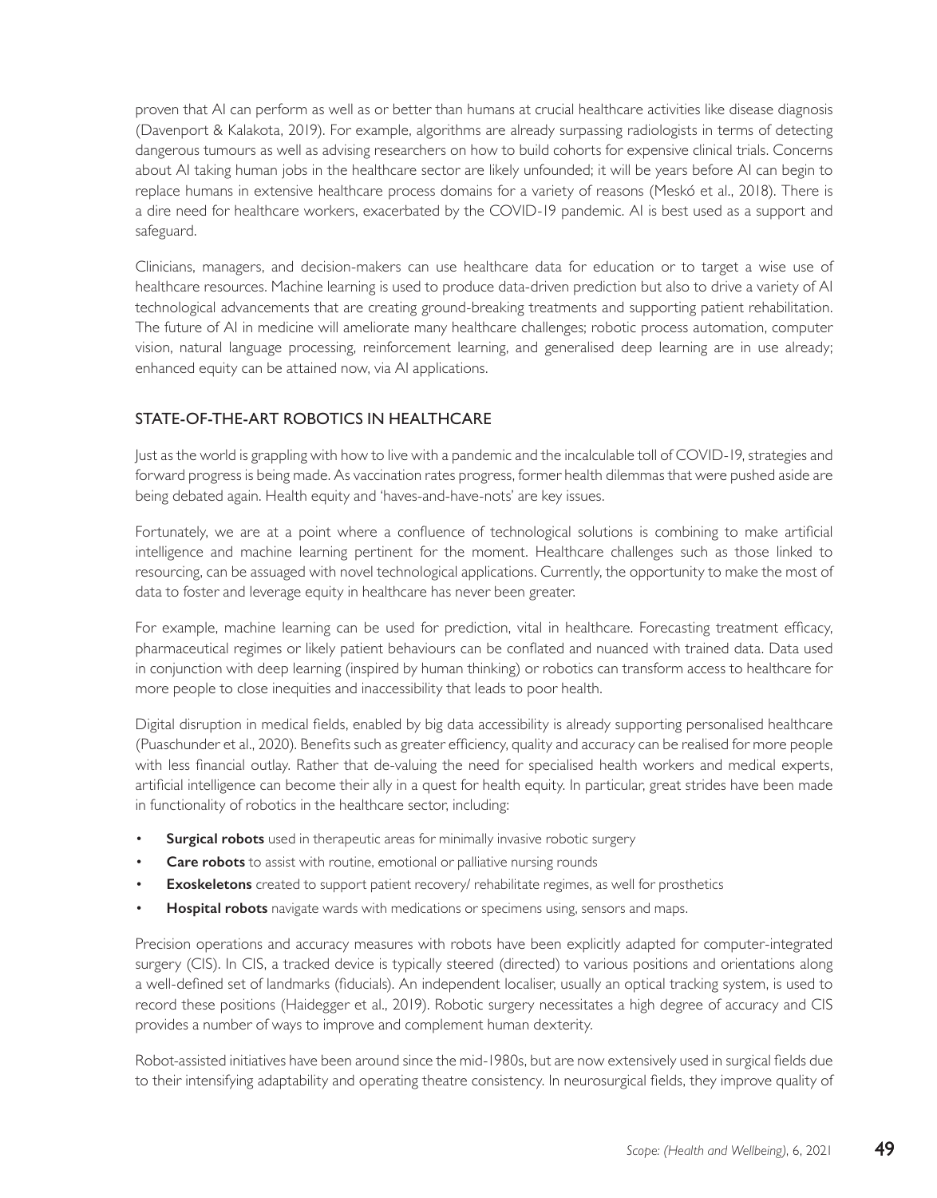proven that AI can perform as well as or better than humans at crucial healthcare activities like disease diagnosis (Davenport & Kalakota, 2019). For example, algorithms are already surpassing radiologists in terms of detecting dangerous tumours as well as advising researchers on how to build cohorts for expensive clinical trials. Concerns about AI taking human jobs in the healthcare sector are likely unfounded; it will be years before AI can begin to replace humans in extensive healthcare process domains for a variety of reasons (Meskó et al., 2018). There is a dire need for healthcare workers, exacerbated by the COVID-19 pandemic. AI is best used as a support and safeguard.

Clinicians, managers, and decision-makers can use healthcare data for education or to target a wise use of healthcare resources. Machine learning is used to produce data-driven prediction but also to drive a variety of AI technological advancements that are creating ground-breaking treatments and supporting patient rehabilitation. The future of AI in medicine will ameliorate many healthcare challenges; robotic process automation, computer vision, natural language processing, reinforcement learning, and generalised deep learning are in use already; enhanced equity can be attained now, via AI applications.

## STATE-OF-THE-ART ROBOTICS IN HEALTHCARE

Just as the world is grappling with how to live with a pandemic and the incalculable toll of COVID-19, strategies and forward progress is being made. As vaccination rates progress, former health dilemmas that were pushed aside are being debated again. Health equity and 'haves-and-have-nots' are key issues.

Fortunately, we are at a point where a confluence of technological solutions is combining to make artificial intelligence and machine learning pertinent for the moment. Healthcare challenges such as those linked to resourcing, can be assuaged with novel technological applications. Currently, the opportunity to make the most of data to foster and leverage equity in healthcare has never been greater.

For example, machine learning can be used for prediction, vital in healthcare. Forecasting treatment efficacy, pharmaceutical regimes or likely patient behaviours can be conflated and nuanced with trained data. Data used in conjunction with deep learning (inspired by human thinking) or robotics can transform access to healthcare for more people to close inequities and inaccessibility that leads to poor health.

Digital disruption in medical fields, enabled by big data accessibility is already supporting personalised healthcare (Puaschunder et al., 2020). Benefits such as greater efficiency, quality and accuracy can be realised for more people with less financial outlay. Rather that de-valuing the need for specialised health workers and medical experts, artificial intelligence can become their ally in a quest for health equity. In particular, great strides have been made in functionality of robotics in the healthcare sector, including:

- **Surgical robots** used in therapeutic areas for minimally invasive robotic surgery
- **Care robots** to assist with routine, emotional or palliative nursing rounds
- **Exoskeletons** created to support patient recovery/ rehabilitate regimes, as well for prosthetics
- **Hospital robots** navigate wards with medications or specimens using, sensors and maps.

Precision operations and accuracy measures with robots have been explicitly adapted for computer-integrated surgery (CIS). In CIS, a tracked device is typically steered (directed) to various positions and orientations along a well-defined set of landmarks (fiducials). An independent localiser, usually an optical tracking system, is used to record these positions (Haidegger et al., 2019). Robotic surgery necessitates a high degree of accuracy and CIS provides a number of ways to improve and complement human dexterity.

Robot-assisted initiatives have been around since the mid-1980s, but are now extensively used in surgical fields due to their intensifying adaptability and operating theatre consistency. In neurosurgical fields, they improve quality of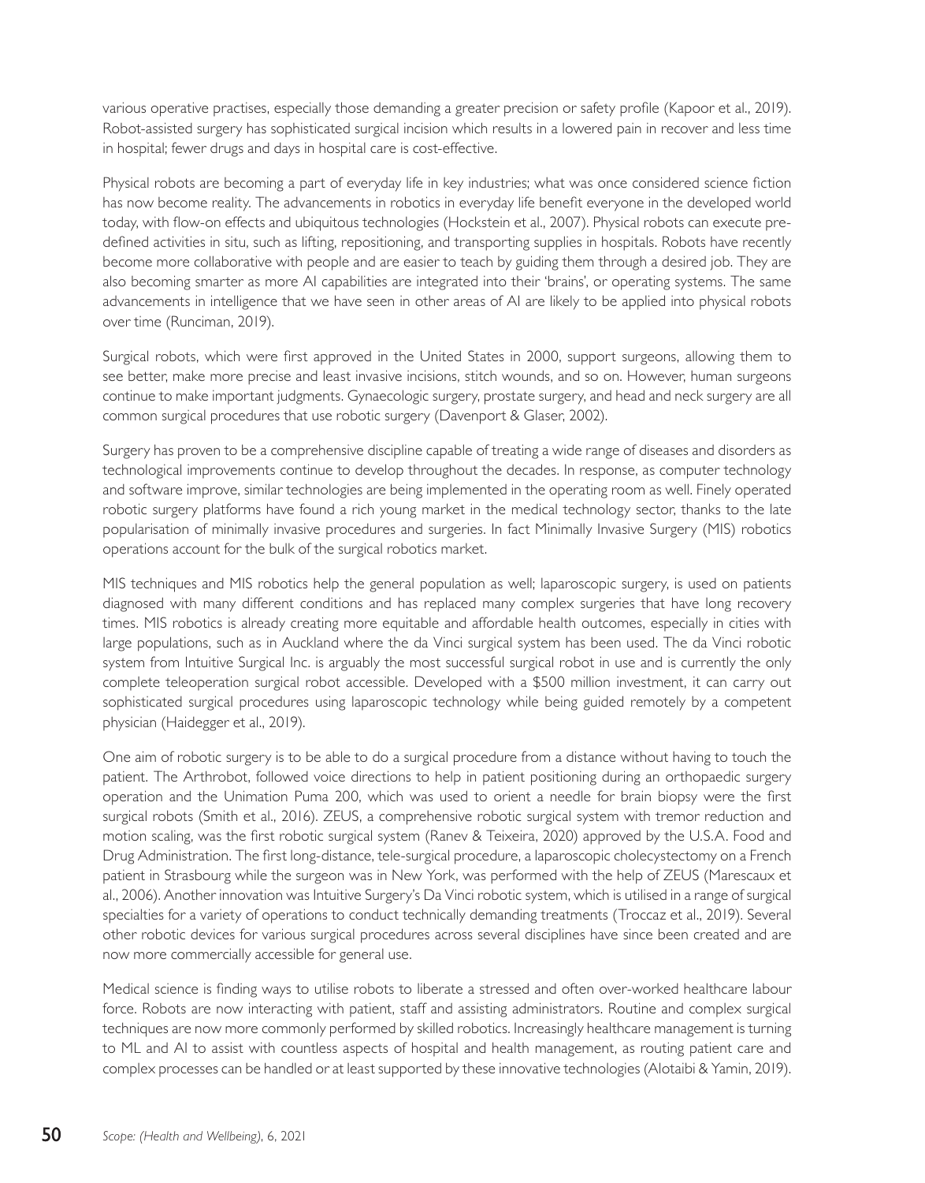various operative practises, especially those demanding a greater precision or safety profile (Kapoor et al., 2019). Robot-assisted surgery has sophisticated surgical incision which results in a lowered pain in recover and less time in hospital; fewer drugs and days in hospital care is cost-effective.

Physical robots are becoming a part of everyday life in key industries; what was once considered science fiction has now become reality. The advancements in robotics in everyday life benefit everyone in the developed world today, with flow-on effects and ubiquitous technologies (Hockstein et al., 2007). Physical robots can execute pre-defined activities in situ, such as lifting, repositioning, and transporting supplies in hospitals. Robots have recently become more collaborative with people and are easier to teach by guiding them through a desired job. They are also becoming smarter as more AI capabilities are integrated into their 'brains', or operating systems. The same advancements in intelligence that we have seen in other areas of AI are likely to be applied into physical robots over time (Runciman, 2019).

Surgical robots, which were first approved in the United States in 2000, support surgeons, allowing them to see better, make more precise and least invasive incisions, stitch wounds, and so on. However, human surgeons continue to make important judgments. Gynaecologic surgery, prostate surgery, and head and neck surgery are all common surgical procedures that use robotic surgery (Davenport & Glaser, 2002).

Surgery has proven to be a comprehensive discipline capable of treating a wide range of diseases and disorders as technological improvements continue to develop throughout the decades. In response, as computer technology and software improve, similar technologies are being implemented in the operating room as well. Finely operated robotic surgery platforms have found a rich young market in the medical technology sector, thanks to the late popularisation of minimally invasive procedures and surgeries. In fact Minimally Invasive Surgery (MIS) robotics operations account for the bulk of the surgical robotics market.

MIS techniques and MIS robotics help the general population as well; laparoscopic surgery, is used on patients diagnosed with many different conditions and has replaced many complex surgeries that have long recovery times. MIS robotics is already creating more equitable and affordable health outcomes, especially in cities with large populations, such as in Auckland where the da Vinci surgical system has been used. The da Vinci robotic system from Intuitive Surgical Inc. is arguably the most successful surgical robot in use and is currently the only complete teleoperation surgical robot accessible. Developed with a $500 million investment, it can carry out sophisticated surgical procedures using laparoscopic technology while being guided remotely by a competent physician (Haidegger et al., 2019).

One aim of robotic surgery is to be able to do a surgical procedure from a distance without having to touch the patient. The Arthrobot, followed voice directions to help in patient positioning during an orthopaedic surgery operation and the Unimation Puma 200, which was used to orient a needle for brain biopsy were the first surgical robots (Smith et al., 2016). ZEUS, a comprehensive robotic surgical system with tremor reduction and motion scaling, was the first robotic surgical system (Ranev & Teixeira, 2020) approved by the U.S.A. Food and Drug Administration. The first long-distance, tele-surgical procedure, a laparoscopic cholecystectomy on a French patient in Strasbourg while the surgeon was in New York, was performed with the help of ZEUS (Marescaux et al., 2006). Another innovation was Intuitive Surgery's Da Vinci robotic system, which is utilised in a range of surgical specialties for a variety of operations to conduct technically demanding treatments (Troccaz et al., 2019). Several other robotic devices for various surgical procedures across several disciplines have since been created and are now more commercially accessible for general use.

Medical science is finding ways to utilise robots to liberate a stressed and often over-worked healthcare labour force. Robots are now interacting with patient, staff and assisting administrators. Routine and complex surgical techniques are now more commonly performed by skilled robotics. Increasingly healthcare management is turning to ML and AI to assist with countless aspects of hospital and health management, as routing patient care and complex processes can be handled or at least supported by these innovative technologies (Alotaibi & Yamin, 2019).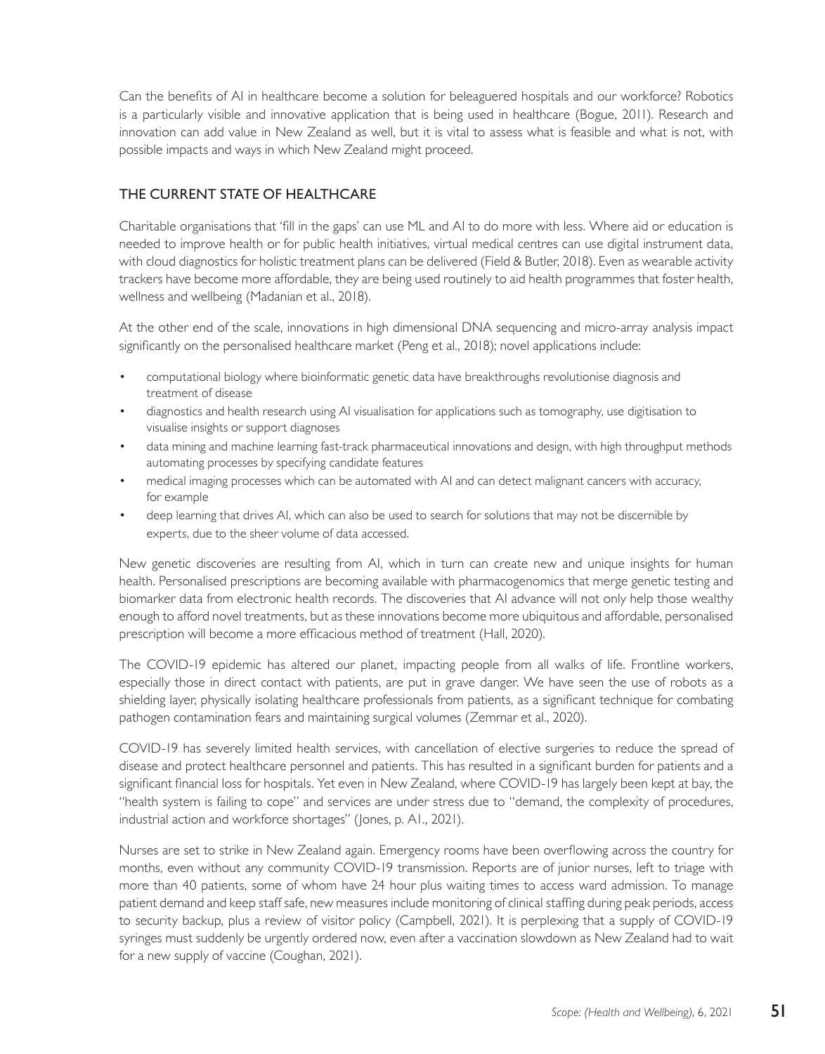Can the benefits of AI in healthcare become a solution for beleaguered hospitals and our workforce? Robotics is a particularly visible and innovative application that is being used in healthcare (Bogue, 2011). Research and innovation can add value in New Zealand as well, but it is vital to assess what is feasible and what is not, with possible impacts and ways in which New Zealand might proceed.

## THE CURRENT STATE OF HEALTHCARE

Charitable organisations that 'fill in the gaps' can use ML and AI to do more with less. Where aid or education is needed to improve health or for public health initiatives, virtual medical centres can use digital instrument data, with cloud diagnostics for holistic treatment plans can be delivered (Field & Butler, 2018). Even as wearable activity trackers have become more affordable, they are being used routinely to aid health programmes that foster health, wellness and wellbeing (Madanian et al., 2018).

At the other end of the scale, innovations in high dimensional DNA sequencing and micro-array analysis impact significantly on the personalised healthcare market (Peng et al., 2018); novel applications include:

- computational biology where bioinformatic genetic data have breakthroughs revolutionise diagnosis and treatment of disease
- diagnostics and health research using AI visualisation for applications such as tomography, use digitisation to visualise insights or support diagnoses
- data mining and machine learning fast-track pharmaceutical innovations and design, with high throughput methods automating processes by specifying candidate features
- medical imaging processes which can be automated with AI and can detect malignant cancers with accuracy, for example
- deep learning that drives AI, which can also be used to search for solutions that may not be discernible by experts, due to the sheer volume of data accessed.

New genetic discoveries are resulting from AI, which in turn can create new and unique insights for human health. Personalised prescriptions are becoming available with pharmacogenomics that merge genetic testing and biomarker data from electronic health records. The discoveries that AI advance will not only help those wealthy enough to afford novel treatments, but as these innovations become more ubiquitous and affordable, personalised prescription will become a more efficacious method of treatment (Hall, 2020).

The COVID-19 epidemic has altered our planet, impacting people from all walks of life. Frontline workers, especially those in direct contact with patients, are put in grave danger. We have seen the use of robots as a shielding layer, physically isolating healthcare professionals from patients, as a significant technique for combating pathogen contamination fears and maintaining surgical volumes (Zemmar et al., 2020).

COVID-19 has severely limited health services, with cancellation of elective surgeries to reduce the spread of disease and protect healthcare personnel and patients. This has resulted in a significant burden for patients and a significant financial loss for hospitals. Yet even in New Zealand, where COVID-19 has largely been kept at bay, the "health system is failing to cope" and services are under stress due to "demand, the complexity of procedures, industrial action and workforce shortages" (Jones, p. A1., 2021).

Nurses are set to strike in New Zealand again. Emergency rooms have been overflowing across the country for months, even without any community COVID-19 transmission. Reports are of junior nurses, left to triage with more than 40 patients, some of whom have 24 hour plus waiting times to access ward admission. To manage patient demand and keep staff safe, new measures include monitoring of clinical staffing during peak periods, access to security backup, plus a review of visitor policy (Campbell, 2021). It is perplexing that a supply of COVID-19 syringes must suddenly be urgently ordered now, even after a vaccination slowdown as New Zealand had to wait for a new supply of vaccine (Coughan, 2021).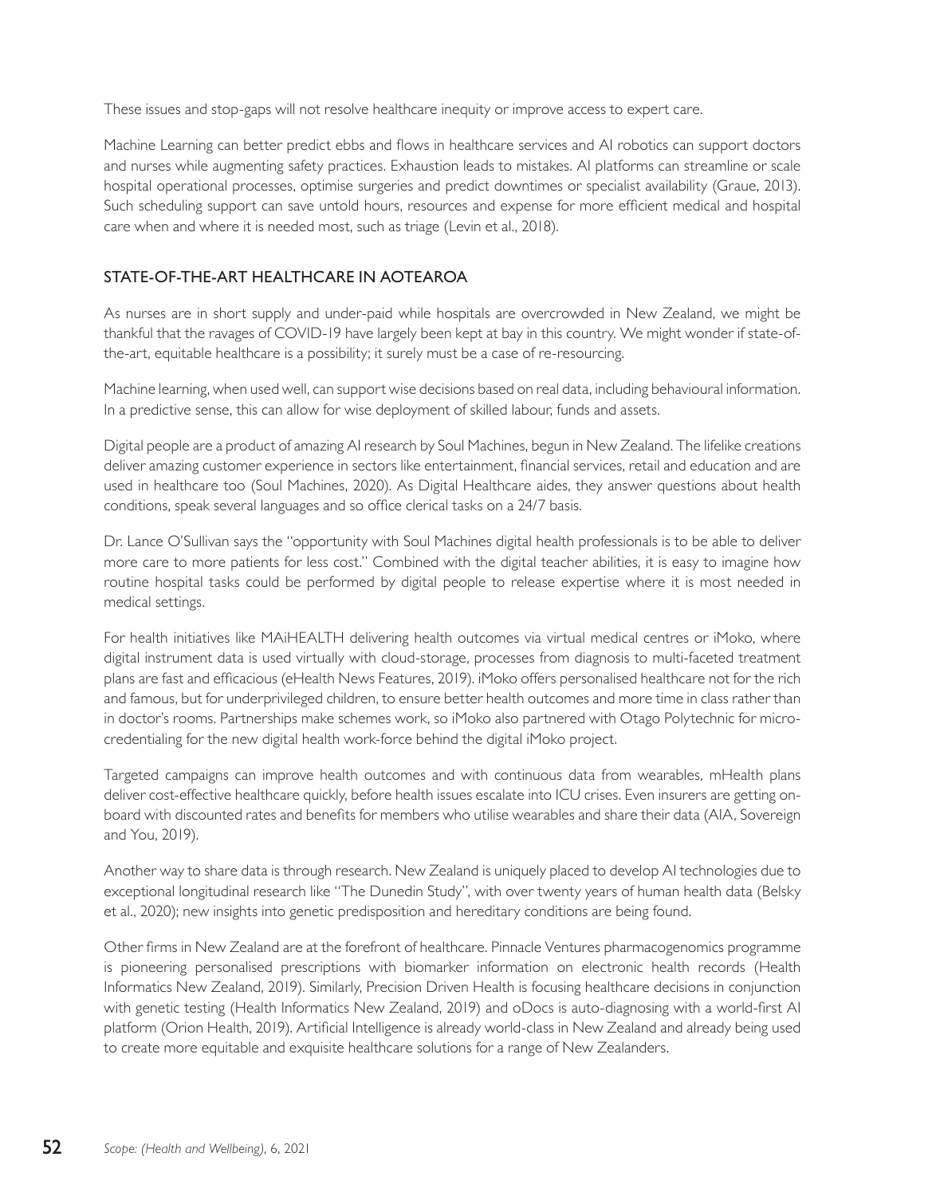These issues and stop-gaps will not resolve healthcare inequity or improve access to expert care.

Machine Learning can better predict ebbs and flows in healthcare services and AI robotics can support doctors and nurses while augmenting safety practices. Exhaustion leads to mistakes. AI platforms can streamline or scale hospital operational processes, optimise surgeries and predict downtimes or specialist availability (Graue, 2013). Such scheduling support can save untold hours, resources and expense for more efficient medical and hospital care when and where it is needed most, such as triage (Levin et al., 2018).

## STATE-OF-THE-ART HEALTHCARE IN AOTEAROA

As nurses are in short supply and under-paid while hospitals are overcrowded in New Zealand, we might be thankful that the ravages of COVID-19 have largely been kept at bay in this country. We might wonder if state-of-the-art, equitable healthcare is a possibility; it surely must be a case of re-resourcing.

Machine learning, when used well, can support wise decisions based on real data, including behavioural information. In a predictive sense, this can allow for wise deployment of skilled labour, funds and assets.

Digital people are a product of amazing AI research by Soul Machines, begun in New Zealand. The lifelike creations deliver amazing customer experience in sectors like entertainment, financial services, retail and education and are used in healthcare too (Soul Machines, 2020). As Digital Healthcare aides, they answer questions about health conditions, speak several languages and so office clerical tasks on a 24/7 basis.

Dr. Lance O'Sullivan says the "opportunity with Soul Machines digital health professionals is to be able to deliver more care to more patients for less cost." Combined with the digital teacher abilities, it is easy to imagine how routine hospital tasks could be performed by digital people to release expertise where it is most needed in medical settings.

For health initiatives like MAiHEALTH delivering health outcomes via virtual medical centres or iMoko, where digital instrument data is used virtually with cloud-storage, processes from diagnosis to multi-faceted treatment plans are fast and efficacious (eHealth News Features, 2019). iMoko offers personalised healthcare not for the rich and famous, but for underprivileged children, to ensure better health outcomes and more time in class rather than in doctor's rooms. Partnerships make schemes work, so iMoko also partnered with Otago Polytechnic for micro-credentialing for the new digital health work-force behind the digital iMoko project.

Targeted campaigns can improve health outcomes and with continuous data from wearables, mHealth plans deliver cost-effective healthcare quickly, before health issues escalate into ICU crises. Even insurers are getting on-board with discounted rates and benefits for members who utilise wearables and share their data (AIA, Sovereign and You, 2019).

Another way to share data is through research. New Zealand is uniquely placed to develop AI technologies due to exceptional longitudinal research like "The Dunedin Study", with over twenty years of human health data (Belsky et al., 2020); new insights into genetic predisposition and hereditary conditions are being found.

Other firms in New Zealand are at the forefront of healthcare. Pinnacle Ventures pharmacogenomics programme is pioneering personalised prescriptions with biomarker information on electronic health records (Health Informatics New Zealand, 2019). Similarly, Precision Driven Health is focusing healthcare decisions in conjunction with genetic testing (Health Informatics New Zealand, 2019) and oDocs is auto-diagnosing with a world-first AI platform (Orion Health, 2019). Artificial Intelligence is already world-class in New Zealand and already being used to create more equitable and exquisite healthcare solutions for a range of New Zealanders.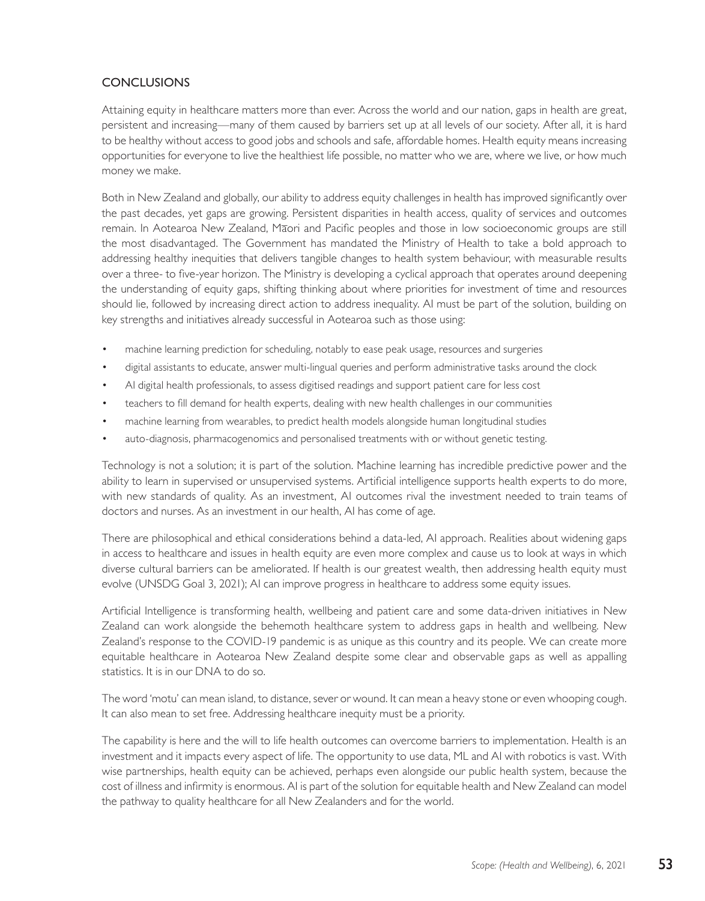## CONCLUSIONS

Attaining equity in healthcare matters more than ever. Across the world and our nation, gaps in health are great, persistent and increasing—many of them caused by barriers set up at all levels of our society. After all, it is hard to be healthy without access to good jobs and schools and safe, affordable homes. Health equity means increasing opportunities for everyone to live the healthiest life possible, no matter who we are, where we live, or how much money we make.

Both in New Zealand and globally, our ability to address equity challenges in health has improved significantly over the past decades, yet gaps are growing. Persistent disparities in health access, quality of services and outcomes remain. In Aotearoa New Zealand, Māori and Pacific peoples and those in low socioeconomic groups are still the most disadvantaged. The Government has mandated the Ministry of Health to take a bold approach to addressing healthy inequities that delivers tangible changes to health system behaviour, with measurable results over a three- to five-year horizon. The Ministry is developing a cyclical approach that operates around deepening the understanding of equity gaps, shifting thinking about where priorities for investment of time and resources should lie, followed by increasing direct action to address inequality. AI must be part of the solution, building on key strengths and initiatives already successful in Aotearoa such as those using:

- machine learning prediction for scheduling, notably to ease peak usage, resources and surgeries
- digital assistants to educate, answer multi-lingual queries and perform administrative tasks around the clock
- AI digital health professionals, to assess digitised readings and support patient care for less cost
- teachers to fill demand for health experts, dealing with new health challenges in our communities
- machine learning from wearables, to predict health models alongside human longitudinal studies
- auto-diagnosis, pharmacogenomics and personalised treatments with or without genetic testing.

Technology is not a solution; it is part of the solution. Machine learning has incredible predictive power and the ability to learn in supervised or unsupervised systems. Artificial intelligence supports health experts to do more, with new standards of quality. As an investment, AI outcomes rival the investment needed to train teams of doctors and nurses. As an investment in our health, AI has come of age.

There are philosophical and ethical considerations behind a data-led, AI approach. Realities about widening gaps in access to healthcare and issues in health equity are even more complex and cause us to look at ways in which diverse cultural barriers can be ameliorated. If health is our greatest wealth, then addressing health equity must evolve (UNSDG Goal 3, 2021); AI can improve progress in healthcare to address some equity issues.

Artificial Intelligence is transforming health, wellbeing and patient care and some data-driven initiatives in New Zealand can work alongside the behemoth healthcare system to address gaps in health and wellbeing. New Zealand's response to the COVID-19 pandemic is as unique as this country and its people. We can create more equitable healthcare in Aotearoa New Zealand despite some clear and observable gaps as well as appalling statistics. It is in our DNA to do so.

The word 'motu' can mean island, to distance, sever or wound. It can mean a heavy stone or even whooping cough. It can also mean to set free. Addressing healthcare inequity must be a priority.

The capability is here and the will to life health outcomes can overcome barriers to implementation. Health is an investment and it impacts every aspect of life. The opportunity to use data, ML and AI with robotics is vast. With wise partnerships, health equity can be achieved, perhaps even alongside our public health system, because the cost of illness and infirmity is enormous. AI is part of the solution for equitable health and New Zealand can model the pathway to quality healthcare for all New Zealanders and for the world.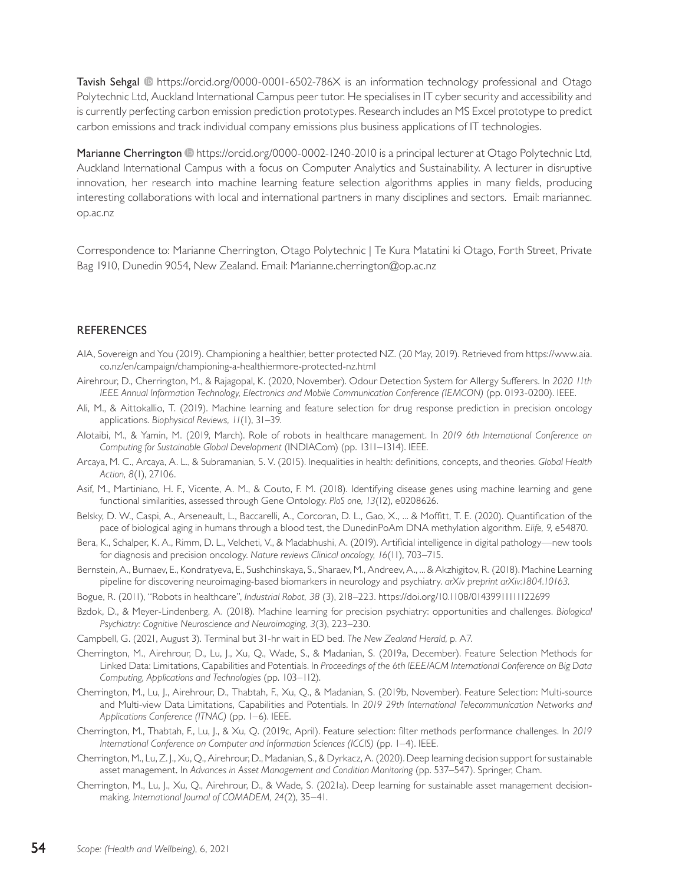**Tavish Sehgal** https://orcid.org/0000-0001-6502-786X is an information technology professional and Otago Polytechnic Ltd, Auckland International Campus peer tutor. He specialises in IT cyber security and accessibility and is currently perfecting carbon emission prediction prototypes. Research includes an MS Excel prototype to predict carbon emissions and track individual company emissions plus business applications of IT technologies.

**Marianne Cherrington** https://orcid.org/0000-0002-1240-2010 is a principal lecturer at Otago Polytechnic Ltd, Auckland International Campus with a focus on Computer Analytics and Sustainability. A lecturer in disruptive innovation, her research into machine learning feature selection algorithms applies in many fields, producing interesting collaborations with local and international partners in many disciplines and sectors. Email: mariannec.op.ac.nz

Correspondence to: Marianne Cherrington, Otago Polytechnic | Te Kura Matatini ki Otago, Forth Street, Private Bag 1910, Dunedin 9054, New Zealand. Email: Marianne.cherrington@op.ac.nz

## REFERENCES

AIA, Sovereign and You (2019). Championing a healthier, better protected NZ. (20 May, 2019). Retrieved from https://www.aia.co.nz/en/campaign/championing-a-healthiermore-protected-nz.html

Airehrour, D., Cherrington, M., & Rajagopal, K. (2020, November). Odour Detection System for Allergy Sufferers. In *2020 11th IEEE Annual Information Technology, Electronics and Mobile Communication Conference (IEMCON)* (pp. 0193-0200). IEEE.

Ali, M., & Aittokallio, T. (2019). Machine learning and feature selection for drug response prediction in precision oncology applications. *Biophysical Reviews, 11*(1), 31–39.

Alotaibi, M., & Yamin, M. (2019, March). Role of robots in healthcare management. In *2019 6th International Conference on Computing for Sustainable Global Development* (INDIACom) (pp. 1311–1314). IEEE.

Arcaya, M. C., Arcaya, A. L., & Subramanian, S. V. (2015). Inequalities in health: definitions, concepts, and theories. *Global Health Action, 8*(1), 27106.

Asif, M., Martiniano, H. F., Vicente, A. M., & Couto, F. M. (2018). Identifying disease genes using machine learning and gene functional similarities, assessed through Gene Ontology. *PloS one, 13*(12), e0208626.

Belsky, D. W., Caspi, A., Arseneault, L., Baccarelli, A., Corcoran, D. L., Gao, X., ... & Moffitt, T. E. (2020). Quantification of the pace of biological aging in humans through a blood test, the DunedinPoAm DNA methylation algorithm. *Elife, 9,* e54870.

Bera, K., Schalper, K. A., Rimm, D. L., Velcheti, V., & Madabhushi, A. (2019). Artificial intelligence in digital pathology—new tools for diagnosis and precision oncology. *Nature reviews Clinical oncology, 16*(11), 703–715.

Bernstein, A., Burnaev, E., Kondratyeva, E., Sushchinskaya, S., Sharaev, M., Andreev, A., ... & Akzhigitov, R. (2018). Machine Learning pipeline for discovering neuroimaging-based biomarkers in neurology and psychiatry. *arXiv preprint arXiv:1804.10163.*

Bogue, R. (2011), "Robots in healthcare", *Industrial Robot, 38* (3), 218–223. https://doi.org/10.1108/01439911111122699

Bzdok, D., & Meyer-Lindenberg, A. (2018). Machine learning for precision psychiatry: opportunities and challenges. *Biological Psychiatry: Cognitive Neuroscience and Neuroimaging, 3*(3), 223–230.

Campbell, G. (2021, August 3). Terminal but 31-hr wait in ED bed. *The New Zealand Herald,* p. A7.

Cherrington, M., Airehrour, D., Lu, J., Xu, Q., Wade, S., & Madanian, S. (2019a, December). Feature Selection Methods for Linked Data: Limitations, Capabilities and Potentials. In *Proceedings of the 6th IEEE/ACM International Conference on Big Data Computing, Applications and Technologies* (pp. 103–112).

Cherrington, M., Lu, J., Airehrour, D., Thabtah, F., Xu, Q., & Madanian, S. (2019b, November). Feature Selection: Multi-source and Multi-view Data Limitations, Capabilities and Potentials. In *2019 29th International Telecommunication Networks and Applications Conference (ITNAC)* (pp. 1–6). IEEE.

Cherrington, M., Thabtah, F., Lu, J., & Xu, Q. (2019c, April). Feature selection: filter methods performance challenges. In *2019 International Conference on Computer and Information Sciences (ICCIS)* (pp. 1–4). IEEE.

Cherrington, M., Lu, Z. J., Xu, Q., Airehrour, D., Madanian, S., & Dyrkacz, A. (2020). Deep learning decision support for sustainable asset management. In *Advances in Asset Management and Condition Monitoring* (pp. 537–547). Springer, Cham.

Cherrington, M., Lu, J., Xu, Q., Airehrour, D., & Wade, S. (2021a). Deep learning for sustainable asset management decision-making. *International Journal of COMADEM, 24*(2), 35–41.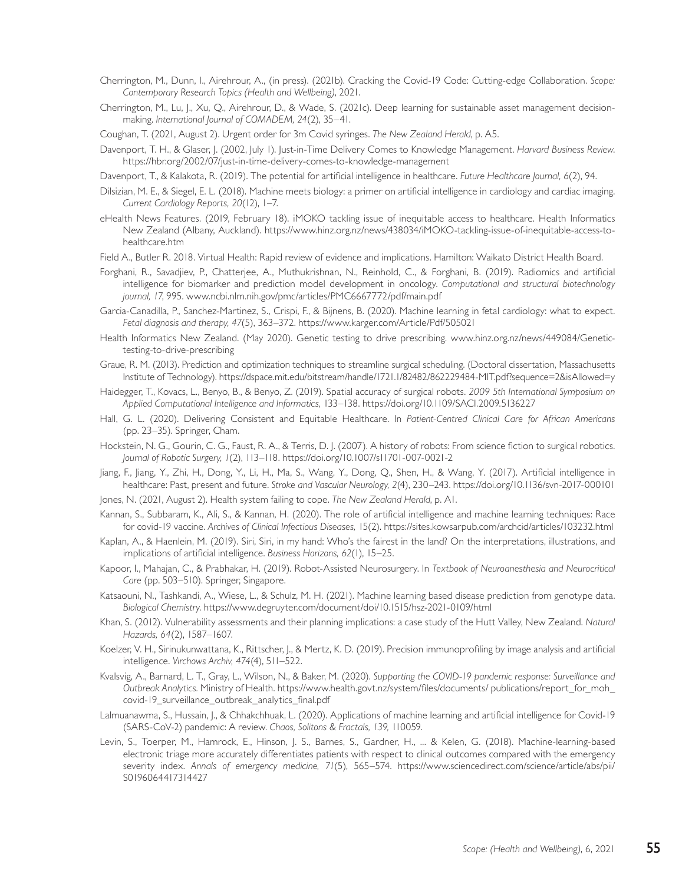Cherrington, M., Dunn, I., Airehrour, A., (in press). (2021b). Cracking the Covid-19 Code: Cutting-edge Collaboration. *Scope: Contemporary Research Topics (Health and Wellbeing)*, 2021.

Cherrington, M., Lu, J., Xu, Q., Airehrour, D., & Wade, S. (2021c). Deep learning for sustainable asset management decision-making. *International Journal of COMADEM, 24*(2), 35–41.

Coughan, T. (2021, August 2). Urgent order for 3m Covid syringes. *The New Zealand Herald*, p. A5.

Davenport, T. H., & Glaser, J. (2002, July 1). Just-in-Time Delivery Comes to Knowledge Management. *Harvard Business Review*. https://hbr.org/2002/07/just-in-time-delivery-comes-to-knowledge-management

Davenport, T., & Kalakota, R. (2019). The potential for artificial intelligence in healthcare. *Future Healthcare Journal, 6*(2), 94.

Dilsizian, M. E., & Siegel, E. L. (2018). Machine meets biology: a primer on artificial intelligence in cardiology and cardiac imaging. *Current Cardiology Reports, 20*(12), 1–7.

eHealth News Features. (2019, February 18). iMOKO tackling issue of inequitable access to healthcare. Health Informatics New Zealand (Albany, Auckland). https://www.hinz.org.nz/news/438034/iMOKO-tackling-issue-of-inequitable-access-to-healthcare.htm

Field A., Butler R. 2018. Virtual Health: Rapid review of evidence and implications. Hamilton: Waikato District Health Board.

Forghani, R., Savadjiev, P., Chatterjee, A., Muthukrishnan, N., Reinhold, C., & Forghani, B. (2019). Radiomics and artificial intelligence for biomarker and prediction model development in oncology. *Computational and structural biotechnology journal, 17*, 995. www.ncbi.nlm.nih.gov/pmc/articles/PMC6667772/pdf/main.pdf

Garcia-Canadilla, P., Sanchez-Martinez, S., Crispi, F., & Bijnens, B. (2020). Machine learning in fetal cardiology: what to expect. *Fetal diagnosis and therapy, 47*(5), 363–372. https://www.karger.com/Article/Pdf/505021

Health Informatics New Zealand. (May 2020). Genetic testing to drive prescribing. www.hinz.org.nz/news/449084/Genetic-testing-to-drive-prescribing

Graue, R. M. (2013). Prediction and optimization techniques to streamline surgical scheduling. (Doctoral dissertation, Massachusetts Institute of Technology). https://dspace.mit.edu/bitstream/handle/1721.1/82482/862229484-MIT.pdf?sequence=2&isAllowed=y

Haidegger, T., Kovacs, L., Benyo, B., & Benyo, Z. (2019). Spatial accuracy of surgical robots. *2009 5th International Symposium on Applied Computational Intelligence and Informatics,* 133–138. https://doi.org/10.1109/SACI.2009.5136227

Hall, G. L. (2020). Delivering Consistent and Equitable Healthcare. In *Patient-Centred Clinical Care for African Americans* (pp. 23–35). Springer, Cham.

Hockstein, N. G., Gourin, C. G., Faust, R. A., & Terris, D. J. (2007). A history of robots: From science fiction to surgical robotics. *Journal of Robotic Surgery, 1*(2), 113–118. https://doi.org/10.1007/s11701-007-0021-2

Jiang, F., Jiang, Y., Zhi, H., Dong, Y., Li, H., Ma, S., Wang, Y., Dong, Q., Shen, H., & Wang, Y. (2017). Artificial intelligence in healthcare: Past, present and future. *Stroke and Vascular Neurology, 2*(4), 230–243. https://doi.org/10.1136/svn-2017-000101

Jones, N. (2021, August 2). Health system failing to cope. *The New Zealand Herald*, p. A1.

Kannan, S., Subbaram, K., Ali, S., & Kannan, H. (2020). The role of artificial intelligence and machine learning techniques: Race for covid-19 vaccine. *Archives of Clinical Infectious Diseases,* 15(2). https://sites.kowsarpub.com/archcid/articles/103232.html

Kaplan, A., & Haenlein, M. (2019). Siri, Siri, in my hand: Who's the fairest in the land? On the interpretations, illustrations, and implications of artificial intelligence. *Business Horizons, 62*(1), 15–25.

Kapoor, I., Mahajan, C., & Prabhakar, H. (2019). Robot-Assisted Neurosurgery. In *Textbook of Neuroanesthesia and Neurocritical Care* (pp. 503–510). Springer, Singapore.

Katsaouni, N., Tashkandi, A., Wiese, L., & Schulz, M. H. (2021). Machine learning based disease prediction from genotype data. *Biological Chemistry*. https://www.degruyter.com/document/doi/10.1515/hsz-2021-0109/html

Khan, S. (2012). Vulnerability assessments and their planning implications: a case study of the Hutt Valley, New Zealand. *Natural Hazards, 64*(2), 1587–1607.

Koelzer, V. H., Sirinukunwattana, K., Rittscher, J., & Mertz, K. D. (2019). Precision immunoprofiling by image analysis and artificial intelligence. *Virchows Archiv, 474*(4), 511–522.

Kvalsvig, A., Barnard, L. T., Gray, L., Wilson, N., & Baker, M. (2020). *Supporting the COVID-19 pandemic response: Surveillance and Outbreak Analytics.* Ministry of Health. https://www.health.govt.nz/system/files/documents/ publications/report_for_moh_covid-19_surveillance_outbreak_analytics_final.pdf

Lalmuanawma, S., Hussain, J., & Chhakchhuak, L. (2020). Applications of machine learning and artificial intelligence for Covid-19 (SARS-CoV-2) pandemic: A review. *Chaos, Solitons & Fractals, 139,* 110059.

Levin, S., Toerper, M., Hamrock, E., Hinson, J. S., Barnes, S., Gardner, H., ... & Kelen, G. (2018). Machine-learning-based electronic triage more accurately differentiates patients with respect to clinical outcomes compared with the emergency severity index. *Annals of emergency medicine, 71*(5), 565–574. https://www.sciencedirect.com/science/article/abs/pii/S0196064417314427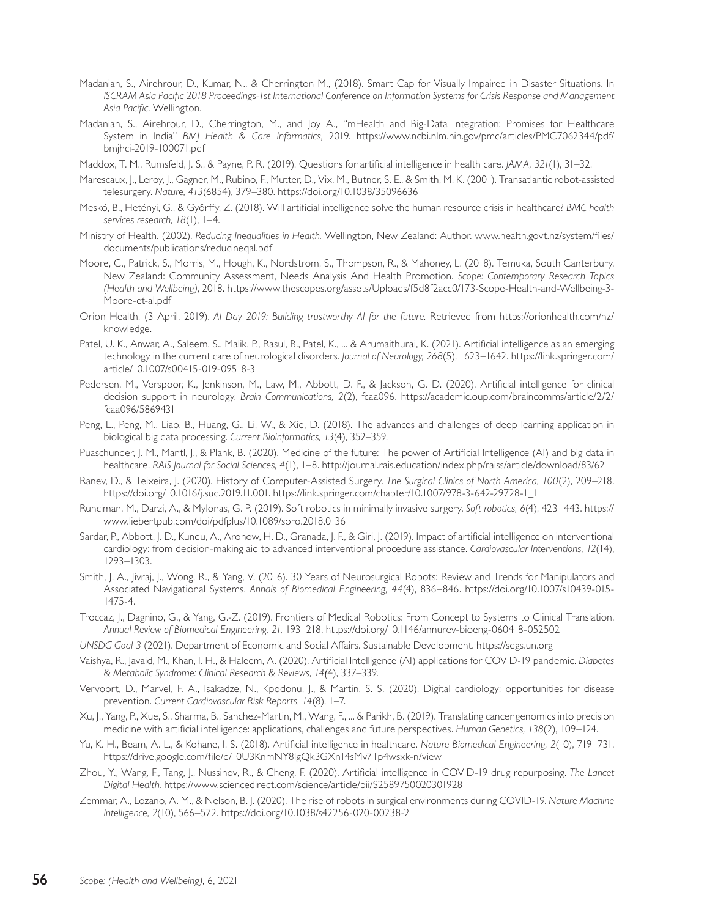Madanian, S., Airehrour, D., Kumar, N., & Cherrington M., (2018). Smart Cap for Visually Impaired in Disaster Situations. In *ISCRAM Asia Pacific 2018 Proceedings-1st International Conference on Information Systems for Crisis Response and Management Asia Pacific.* Wellington.

Madanian, S., Airehrour, D., Cherrington, M., and Joy A., "mHealth and Big-Data Integration: Promises for Healthcare System in India" *BMJ Health & Care Informatics,* 2019. https://www.ncbi.nlm.nih.gov/pmc/articles/PMC7062344/pdf/bmjhci-2019-100071.pdf

Maddox, T. M., Rumsfeld, J. S., & Payne, P. R. (2019). Questions for artificial intelligence in health care. *JAMA, 321*(1), 31–32.

Marescaux, J., Leroy, J., Gagner, M., Rubino, F., Mutter, D., Vix, M., Butner, S. E., & Smith, M. K. (2001). Transatlantic robot-assisted telesurgery. *Nature, 413*(6854), 379–380. https://doi.org/10.1038/35096636

Meskó, B., Hetényi, G., & Győrffy, Z. (2018). Will artificial intelligence solve the human resource crisis in healthcare? *BMC health services research, 18*(1), 1–4.

Ministry of Health. (2002). *Reducing Inequalities in Health.* Wellington, New Zealand: Author. www.health.govt.nz/system/files/documents/publications/reducineqal.pdf

Moore, C., Patrick, S., Morris, M., Hough, K., Nordstrom, S., Thompson, R., & Mahoney, L. (2018). Temuka, South Canterbury, New Zealand: Community Assessment, Needs Analysis And Health Promotion. *Scope: Contemporary Research Topics (Health and Wellbeing)*, 2018. https://www.thescopes.org/assets/Uploads/f5d8f2acc0/173-Scope-Health-and-Wellbeing-3-Moore-et-al.pdf

Orion Health. (3 April, 2019). *AI Day 2019: Building trustworthy AI for the future.* Retrieved from https://orionhealth.com/nz/knowledge.

Patel, U. K., Anwar, A., Saleem, S., Malik, P., Rasul, B., Patel, K., ... & Arumaithurai, K. (2021). Artificial intelligence as an emerging technology in the current care of neurological disorders. *Journal of Neurology, 268*(5), 1623–1642. https://link.springer.com/article/10.1007/s00415-019-09518-3

Pedersen, M., Verspoor, K., Jenkinson, M., Law, M., Abbott, D. F., & Jackson, G. D. (2020). Artificial intelligence for clinical decision support in neurology. *Brain Communications, 2*(2), fcaa096. https://academic.oup.com/braincomms/article/2/2/fcaa096/5869431

Peng, L., Peng, M., Liao, B., Huang, G., Li, W., & Xie, D. (2018). The advances and challenges of deep learning application in biological big data processing. *Current Bioinformatics, 13*(4), 352–359.

Puaschunder, J. M., Mantl, J., & Plank, B. (2020). Medicine of the future: The power of Artificial Intelligence (AI) and big data in healthcare. *RAIS Journal for Social Sciences, 4*(1), 1–8. http://journal.rais.education/index.php/raiss/article/download/83/62

Ranev, D., & Teixeira, J. (2020). History of Computer-Assisted Surgery. *The Surgical Clinics of North America, 100*(2), 209–218. https://doi.org/10.1016/j.suc.2019.11.001. https://link.springer.com/chapter/10.1007/978-3-642-29728-1_1

Runciman, M., Darzi, A., & Mylonas, G. P. (2019). Soft robotics in minimally invasive surgery. *Soft robotics, 6*(4), 423–443. https://www.liebertpub.com/doi/pdfplus/10.1089/soro.2018.0136

Sardar, P., Abbott, J. D., Kundu, A., Aronow, H. D., Granada, J. F., & Giri, J. (2019). Impact of artificial intelligence on interventional cardiology: from decision-making aid to advanced interventional procedure assistance. *Cardiovascular Interventions, 12*(14), 1293–1303.

Smith, J. A., Jivraj, J., Wong, R., & Yang, V. (2016). 30 Years of Neurosurgical Robots: Review and Trends for Manipulators and Associated Navigational Systems. *Annals of Biomedical Engineering, 44*(4), 836–846. https://doi.org/10.1007/s10439-015-1475-4.

Troccaz, J., Dagnino, G., & Yang, G.-Z. (2019). Frontiers of Medical Robotics: From Concept to Systems to Clinical Translation. *Annual Review of Biomedical Engineering, 21,* 193–218. https://doi.org/10.1146/annurev-bioeng-060418-052502

*UNSDG Goal 3* (2021). Department of Economic and Social Affairs. Sustainable Development. https://sdgs.un.org

Vaishya, R., Javaid, M., Khan, I. H., & Haleem, A. (2020). Artificial Intelligence (AI) applications for COVID-19 pandemic. *Diabetes & Metabolic Syndrome: Clinical Research & Reviews, 14*(4), 337–339.

Vervoort, D., Marvel, F. A., Isakadze, N., Kpodonu, J., & Martin, S. S. (2020). Digital cardiology: opportunities for disease prevention. *Current Cardiovascular Risk Reports, 14*(8), 1–7.

Xu, J., Yang, P., Xue, S., Sharma, B., Sanchez-Martin, M., Wang, F., ... & Parikh, B. (2019). Translating cancer genomics into precision medicine with artificial intelligence: applications, challenges and future perspectives. *Human Genetics, 138*(2), 109–124.

Yu, K. H., Beam, A. L., & Kohane, I. S. (2018). Artificial intelligence in healthcare. *Nature Biomedical Engineering, 2*(10), 719–731. https://drive.google.com/file/d/10U3KnmNY8lgQk3GXn14sMv7Tp4wsxk-n/view

Zhou, Y., Wang, F., Tang, J., Nussinov, R., & Cheng, F. (2020). Artificial intelligence in COVID-19 drug repurposing. *The Lancet Digital Health.* https://www.sciencedirect.com/science/article/pii/S2589750020301928

Zemmar, A., Lozano, A. M., & Nelson, B. J. (2020). The rise of robots in surgical environments during COVID-19. *Nature Machine Intelligence, 2*(10), 566–572. https://doi.org/10.1038/s42256-020-00238-2